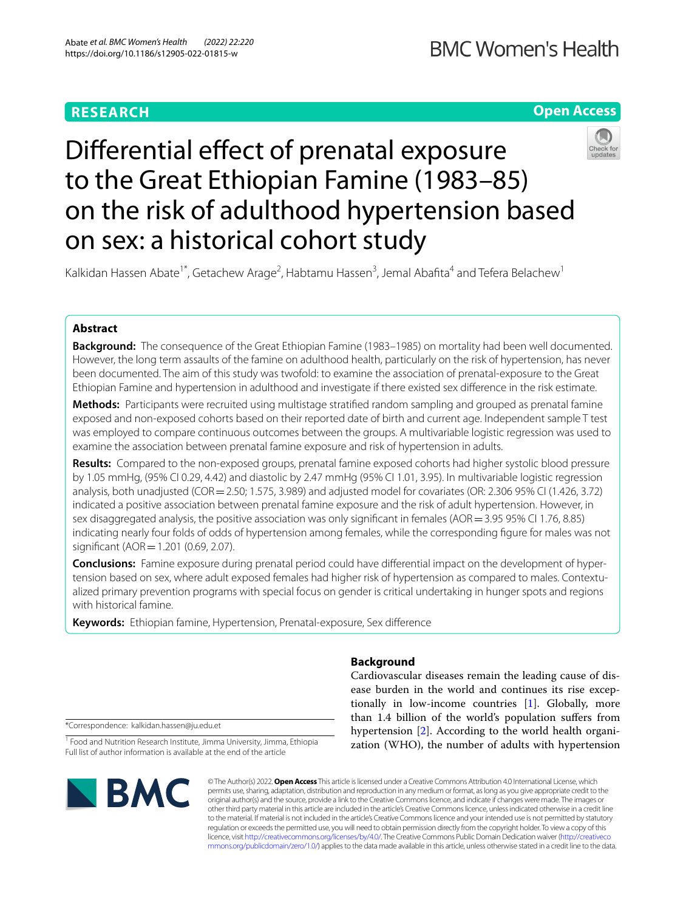**RESEARCH** | **Open Access**

# Differential effect of prenatal exposure to the Great Ethiopian Famine (1983–85) on the risk of adulthood hypertension based on sex: a historical cohort study

Kalkidan Hassen Abate[1*], Getachew Arage[2], Habtamu Hassen[3], Jemal Abafita[4] and Tefera Belachew[1]

## Abstract

**Background:** The consequence of the Great Ethiopian Famine (1983–1985) on mortality had been well documented. However, the long term assaults of the famine on adulthood health, particularly on the risk of hypertension, has never been documented. The aim of this study was twofold: to examine the association of prenatal-exposure to the Great Ethiopian Famine and hypertension in adulthood and investigate if there existed sex difference in the risk estimate.

**Methods:** Participants were recruited using multistage stratified random sampling and grouped as prenatal famine exposed and non-exposed cohorts based on their reported date of birth and current age. Independent sample T test was employed to compare continuous outcomes between the groups. A multivariable logistic regression was used to examine the association between prenatal famine exposure and risk of hypertension in adults.

**Results:** Compared to the non-exposed groups, prenatal famine exposed cohorts had higher systolic blood pressure by 1.05 mmHg, (95% CI 0.29, 4.42) and diastolic by 2.47 mmHg (95% CI 1.01, 3.95). In multivariable logistic regression analysis, both unadjusted (COR = 2.50; 1.575, 3.989) and adjusted model for covariates (OR: 2.306 95% CI (1.426, 3.72) indicated a positive association between prenatal famine exposure and the risk of adult hypertension. However, in sex disaggregated analysis, the positive association was only significant in females (AOR = 3.95 95% CI 1.76, 8.85) indicating nearly four folds of odds of hypertension among females, while the corresponding figure for males was not significant (AOR = 1.201 (0.69, 2.07).

**Conclusions:** Famine exposure during prenatal period could have differential impact on the development of hypertension based on sex, where adult exposed females had higher risk of hypertension as compared to males. Contextualized primary prevention programs with special focus on gender is critical undertaking in hunger spots and regions with historical famine.

**Keywords:** Ethiopian famine, Hypertension, Prenatal-exposure, Sex difference

## Background

Cardiovascular diseases remain the leading cause of disease burden in the world and continues its rise exceptionally in low-income countries [1]. Globally, more than 1.4 billion of the world's population suffers from hypertension [2]. According to the world health organization (WHO), the number of adults with hypertension

*Correspondence: kalkidan.hassen@ju.edu.et

[1] Food and Nutrition Research Institute, Jimma University, Jimma, Ethiopia
Full list of author information is available at the end of the article

© The Author(s) 2022. **Open Access** This article is licensed under a Creative Commons Attribution 4.0 International License, which permits use, sharing, adaptation, distribution and reproduction in any medium or format, as long as you give appropriate credit to the original author(s) and the source, provide a link to the Creative Commons licence, and indicate if changes were made. The images or other third party material in this article are included in the article's Creative Commons licence, unless indicated otherwise in a credit line to the material. If material is not included in the article's Creative Commons licence and your intended use is not permitted by statutory regulation or exceeds the permitted use, you will need to obtain permission directly from the copyright holder. To view a copy of this licence, visit http://creativecommons.org/licenses/by/4.0/. The Creative Commons Public Domain Dedication waiver (http://creativecommons.org/publicdomain/zero/1.0/) applies to the data made available in this article, unless otherwise stated in a credit line to the data.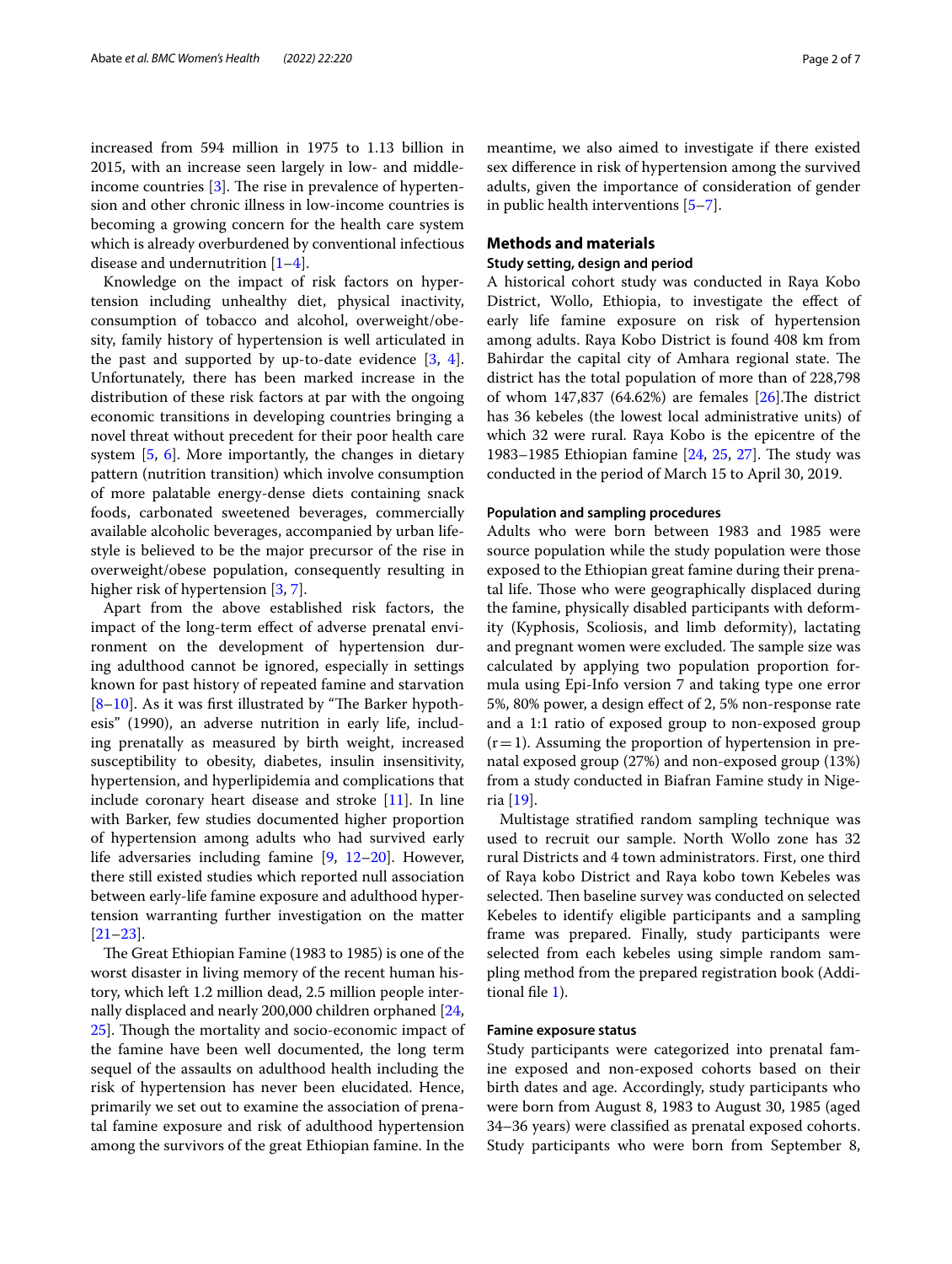increased from 594 million in 1975 to 1.13 billion in 2015, with an increase seen largely in low- and middle-income countries [3]. The rise in prevalence of hypertension and other chronic illness in low-income countries is becoming a growing concern for the health care system which is already overburdened by conventional infectious disease and undernutrition [1–4].

Knowledge on the impact of risk factors on hypertension including unhealthy diet, physical inactivity, consumption of tobacco and alcohol, overweight/obesity, family history of hypertension is well articulated in the past and supported by up-to-date evidence [3, 4]. Unfortunately, there has been marked increase in the distribution of these risk factors at par with the ongoing economic transitions in developing countries bringing a novel threat without precedent for their poor health care system [5, 6]. More importantly, the changes in dietary pattern (nutrition transition) which involve consumption of more palatable energy-dense diets containing snack foods, carbonated sweetened beverages, commercially available alcoholic beverages, accompanied by urban lifestyle is believed to be the major precursor of the rise in overweight/obese population, consequently resulting in higher risk of hypertension [3, 7].

Apart from the above established risk factors, the impact of the long-term effect of adverse prenatal environment on the development of hypertension during adulthood cannot be ignored, especially in settings known for past history of repeated famine and starvation [8–10]. As it was first illustrated by "The Barker hypothesis" (1990), an adverse nutrition in early life, including prenatally as measured by birth weight, increased susceptibility to obesity, diabetes, insulin insensitivity, hypertension, and hyperlipidemia and complications that include coronary heart disease and stroke [11]. In line with Barker, few studies documented higher proportion of hypertension among adults who had survived early life adversaries including famine [9, 12–20]. However, there still existed studies which reported null association between early-life famine exposure and adulthood hypertension warranting further investigation on the matter [21–23].

The Great Ethiopian Famine (1983 to 1985) is one of the worst disaster in living memory of the recent human history, which left 1.2 million dead, 2.5 million people internally displaced and nearly 200,000 children orphaned [24, 25]. Though the mortality and socio-economic impact of the famine have been well documented, the long term sequel of the assaults on adulthood health including the risk of hypertension has never been elucidated. Hence, primarily we set out to examine the association of prenatal famine exposure and risk of adulthood hypertension among the survivors of the great Ethiopian famine. In the meantime, we also aimed to investigate if there existed sex difference in risk of hypertension among the survived adults, given the importance of consideration of gender in public health interventions [5–7].

## Methods and materials

### Study setting, design and period

A historical cohort study was conducted in Raya Kobo District, Wollo, Ethiopia, to investigate the effect of early life famine exposure on risk of hypertension among adults. Raya Kobo District is found 408 km from Bahirdar the capital city of Amhara regional state. The district has the total population of more than of 228,798 of whom 147,837 (64.62%) are females [26].The district has 36 kebeles (the lowest local administrative units) of which 32 were rural. Raya Kobo is the epicentre of the 1983–1985 Ethiopian famine [24, 25, 27]. The study was conducted in the period of March 15 to April 30, 2019.

### Population and sampling procedures

Adults who were born between 1983 and 1985 were source population while the study population were those exposed to the Ethiopian great famine during their prenatal life. Those who were geographically displaced during the famine, physically disabled participants with deformity (Kyphosis, Scoliosis, and limb deformity), lactating and pregnant women were excluded. The sample size was calculated by applying two population proportion formula using Epi-Info version 7 and taking type one error 5%, 80% power, a design effect of 2, 5% non-response rate and a 1:1 ratio of exposed group to non-exposed group ($r = 1$). Assuming the proportion of hypertension in prenatal exposed group (27%) and non-exposed group (13%) from a study conducted in Biafran Famine study in Nigeria [19].

Multistage stratified random sampling technique was used to recruit our sample. North Wollo zone has 32 rural Districts and 4 town administrators. First, one third of Raya kobo District and Raya kobo town Kebeles was selected. Then baseline survey was conducted on selected Kebeles to identify eligible participants and a sampling frame was prepared. Finally, study participants were selected from each kebeles using simple random sampling method from the prepared registration book (Additional file 1).

### Famine exposure status

Study participants were categorized into prenatal famine exposed and non-exposed cohorts based on their birth dates and age. Accordingly, study participants who were born from August 8, 1983 to August 30, 1985 (aged 34–36 years) were classified as prenatal exposed cohorts. Study participants who were born from September 8,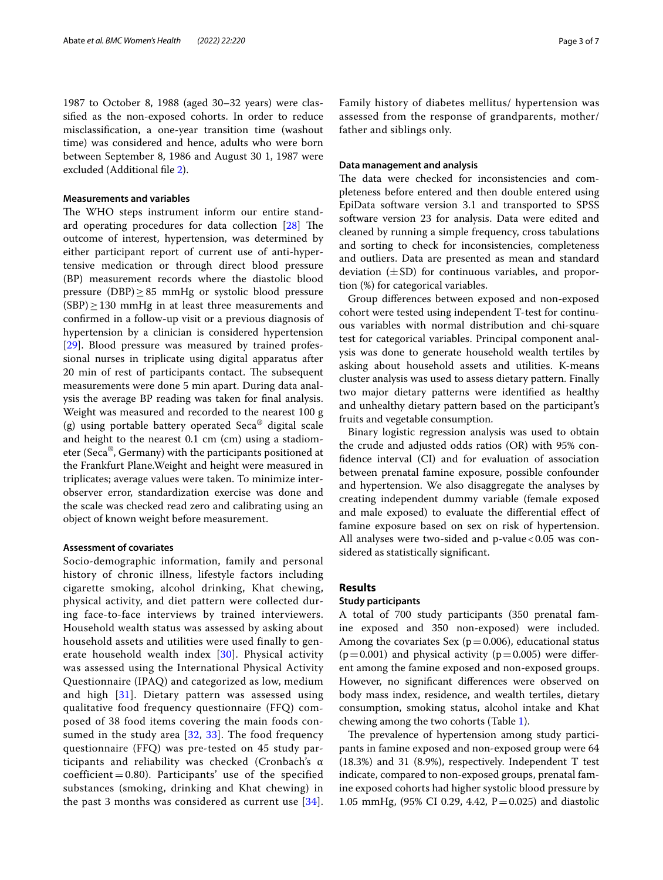1987 to October 8, 1988 (aged 30–32 years) were classified as the non-exposed cohorts. In order to reduce misclassification, a one-year transition time (washout time) was considered and hence, adults who were born between September 8, 1986 and August 30 1, 1987 were excluded (Additional file 2).

### Measurements and variables

The WHO steps instrument inform our entire standard operating procedures for data collection [28] The outcome of interest, hypertension, was determined by either participant report of current use of anti-hypertensive medication or through direct blood pressure (BP) measurement records where the diastolic blood pressure (DBP) ≥ 85 mmHg or systolic blood pressure (SBP) ≥ 130 mmHg in at least three measurements and confirmed in a follow-up visit or a previous diagnosis of hypertension by a clinician is considered hypertension [29]. Blood pressure was measured by trained professional nurses in triplicate using digital apparatus after 20 min of rest of participants contact. The subsequent measurements were done 5 min apart. During data analysis the average BP reading was taken for final analysis. Weight was measured and recorded to the nearest 100 g (g) using portable battery operated Seca® digital scale and height to the nearest 0.1 cm (cm) using a stadiometer (Seca®, Germany) with the participants positioned at the Frankfurt Plane.Weight and height were measured in triplicates; average values were taken. To minimize inter-observer error, standardization exercise was done and the scale was checked read zero and calibrating using an object of known weight before measurement.

### Assessment of covariates

Socio-demographic information, family and personal history of chronic illness, lifestyle factors including cigarette smoking, alcohol drinking, Khat chewing, physical activity, and diet pattern were collected during face-to-face interviews by trained interviewers. Household wealth status was assessed by asking about household assets and utilities were used finally to generate household wealth index [30]. Physical activity was assessed using the International Physical Activity Questionnaire (IPAQ) and categorized as low, medium and high [31]. Dietary pattern was assessed using qualitative food frequency questionnaire (FFQ) composed of 38 food items covering the main foods consumed in the study area [32, 33]. The food frequency questionnaire (FFQ) was pre-tested on 45 study participants and reliability was checked (Cronbach's α coefficient = 0.80). Participants' use of the specified substances (smoking, drinking and Khat chewing) in the past 3 months was considered as current use [34]. Family history of diabetes mellitus/ hypertension was assessed from the response of grandparents, mother/ father and siblings only.

### Data management and analysis

The data were checked for inconsistencies and completeness before entered and then double entered using EpiData software version 3.1 and transported to SPSS software version 23 for analysis. Data were edited and cleaned by running a simple frequency, cross tabulations and sorting to check for inconsistencies, completeness and outliers. Data are presented as mean and standard deviation (± SD) for continuous variables, and proportion (%) for categorical variables.

Group differences between exposed and non-exposed cohort were tested using independent T-test for continuous variables with normal distribution and chi-square test for categorical variables. Principal component analysis was done to generate household wealth tertiles by asking about household assets and utilities. K-means cluster analysis was used to assess dietary pattern. Finally two major dietary patterns were identified as healthy and unhealthy dietary pattern based on the participant's fruits and vegetable consumption.

Binary logistic regression analysis was used to obtain the crude and adjusted odds ratios (OR) with 95% confidence interval (CI) and for evaluation of association between prenatal famine exposure, possible confounder and hypertension. We also disaggregate the analyses by creating independent dummy variable (female exposed and male exposed) to evaluate the differential effect of famine exposure based on sex on risk of hypertension. All analyses were two-sided and p-value < 0.05 was considered as statistically significant.

## Results

### Study participants

A total of 700 study participants (350 prenatal famine exposed and 350 non-exposed) were included. Among the covariates Sex (p = 0.006), educational status (p = 0.001) and physical activity (p = 0.005) were different among the famine exposed and non-exposed groups. However, no significant differences were observed on body mass index, residence, and wealth tertiles, dietary consumption, smoking status, alcohol intake and Khat chewing among the two cohorts (Table 1).

The prevalence of hypertension among study participants in famine exposed and non-exposed group were 64 (18.3%) and 31 (8.9%), respectively. Independent T test indicate, compared to non-exposed groups, prenatal famine exposed cohorts had higher systolic blood pressure by 1.05 mmHg, (95% CI 0.29, 4.42, P = 0.025) and diastolic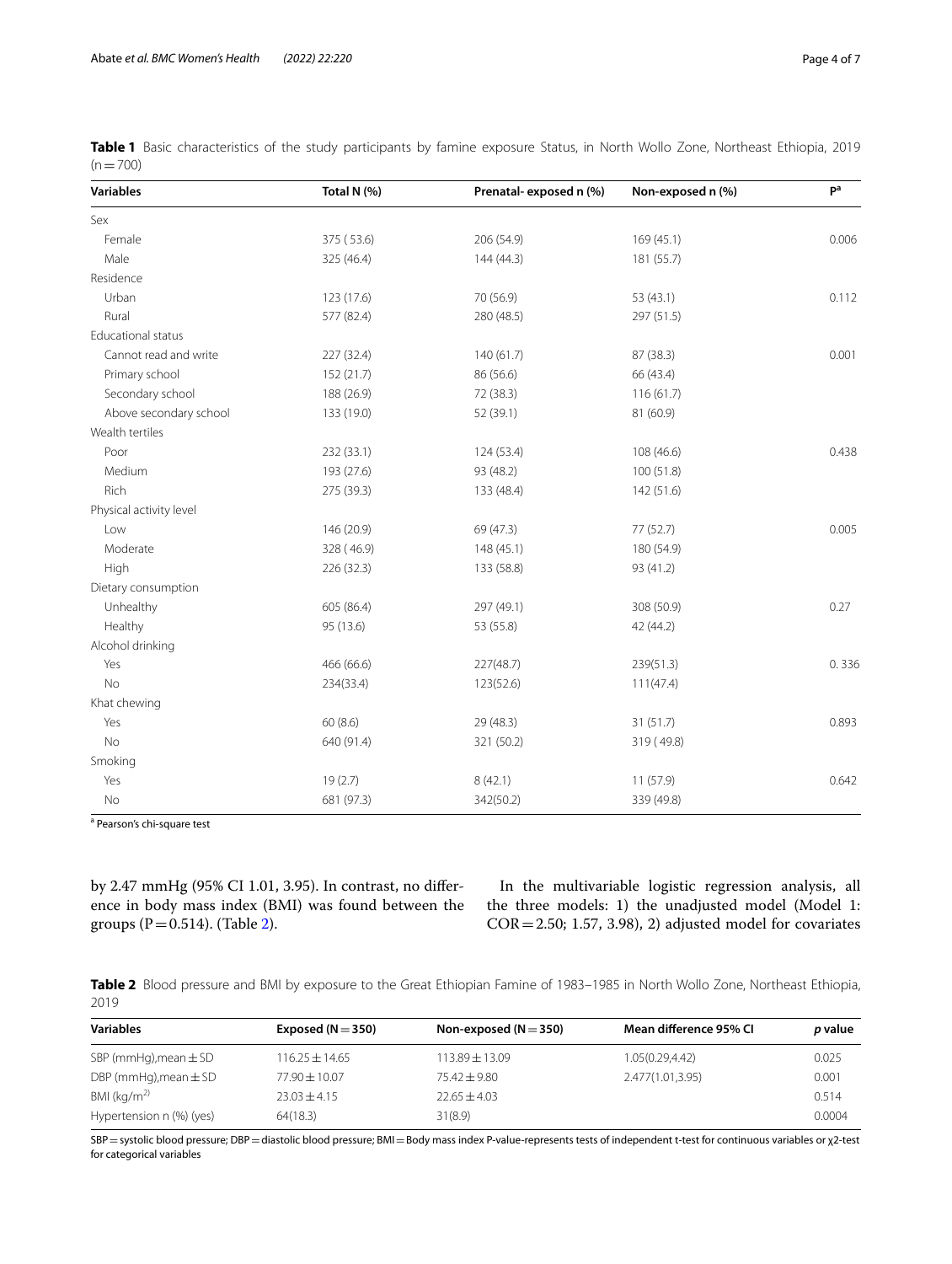**Table 1** Basic characteristics of the study participants by famine exposure Status, in North Wollo Zone, Northeast Ethiopia, 2019 (n = 700)

| Variables | Total N (%) | Prenatal- exposed n (%) | Non-exposed n (%) | P[a] |
|---|---|---|---|---|
| Sex | | | | |
| Female | 375 ( 53.6) | 206 (54.9) | 169 (45.1) | 0.006 |
| Male | 325 (46.4) | 144 (44.3) | 181 (55.7) | |
| Residence | | | | |
| Urban | 123 (17.6) | 70 (56.9) | 53 (43.1) | 0.112 |
| Rural | 577 (82.4) | 280 (48.5) | 297 (51.5) | |
| Educational status | | | | |
| Cannot read and write | 227 (32.4) | 140 (61.7) | 87 (38.3) | 0.001 |
| Primary school | 152 (21.7) | 86 (56.6) | 66 (43.4) | |
| Secondary school | 188 (26.9) | 72 (38.3) | 116 (61.7) | |
| Above secondary school | 133 (19.0) | 52 (39.1) | 81 (60.9) | |
| Wealth tertiles | | | | |
| Poor | 232 (33.1) | 124 (53.4) | 108 (46.6) | 0.438 |
| Medium | 193 (27.6) | 93 (48.2) | 100 (51.8) | |
| Rich | 275 (39.3) | 133 (48.4) | 142 (51.6) | |
| Physical activity level | | | | |
| Low | 146 (20.9) | 69 (47.3) | 77 (52.7) | 0.005 |
| Moderate | 328 ( 46.9) | 148 (45.1) | 180 (54.9) | |
| High | 226 (32.3) | 133 (58.8) | 93 (41.2) | |
| Dietary consumption | | | | |
| Unhealthy | 605 (86.4) | 297 (49.1) | 308 (50.9) | 0.27 |
| Healthy | 95 (13.6) | 53 (55.8) | 42 (44.2) | |
| Alcohol drinking | | | | |
| Yes | 466 (66.6) | 227(48.7) | 239(51.3) | 0. 336 |
| No | 234(33.4) | 123(52.6) | 111(47.4) | |
| Khat chewing | | | | |
| Yes | 60 (8.6) | 29 (48.3) | 31 (51.7) | 0.893 |
| No | 640 (91.4) | 321 (50.2) | 319 ( 49.8) | |
| Smoking | | | | |
| Yes | 19 (2.7) | 8 (42.1) | 11 (57.9) | 0.642 |
| No | 681 (97.3) | 342(50.2) | 339 (49.8) | |

[a] Pearson's chi-square test

by 2.47 mmHg (95% CI 1.01, 3.95). In contrast, no difference in body mass index (BMI) was found between the groups (P = 0.514). (Table 2).

In the multivariable logistic regression analysis, all the three models: 1) the unadjusted model (Model 1: COR = 2.50; 1.57, 3.98), 2) adjusted model for covariates

**Table 2** Blood pressure and BMI by exposure to the Great Ethiopian Famine of 1983–1985 in North Wollo Zone, Northeast Ethiopia, 2019

| Variables | Exposed (N = 350) | Non-exposed (N = 350) | Mean difference 95% CI | *p* value |
|---|---|---|---|---|
| SBP (mmHg),mean ± SD | 116.25 ± 14.65 | 113.89 ± 13.09 | 1.05(0.29,4.42) | 0.025 |
| DBP (mmHg),mean ± SD | 77.90 ± 10.07 | 75.42 ± 9.80 | 2.477(1.01,3.95) | 0.001 |
| BMI (kg/m[2)] | 23.03 ± 4.15 | 22.65 ± 4.03 | | 0.514 |
| Hypertension n (%) (yes) | 64(18.3) | 31(8.9) | | 0.0004 |

SBP = systolic blood pressure; DBP = diastolic blood pressure; BMI = Body mass index P-value-represents tests of independent t-test for continuous variables or $\chi^2$-test for categorical variables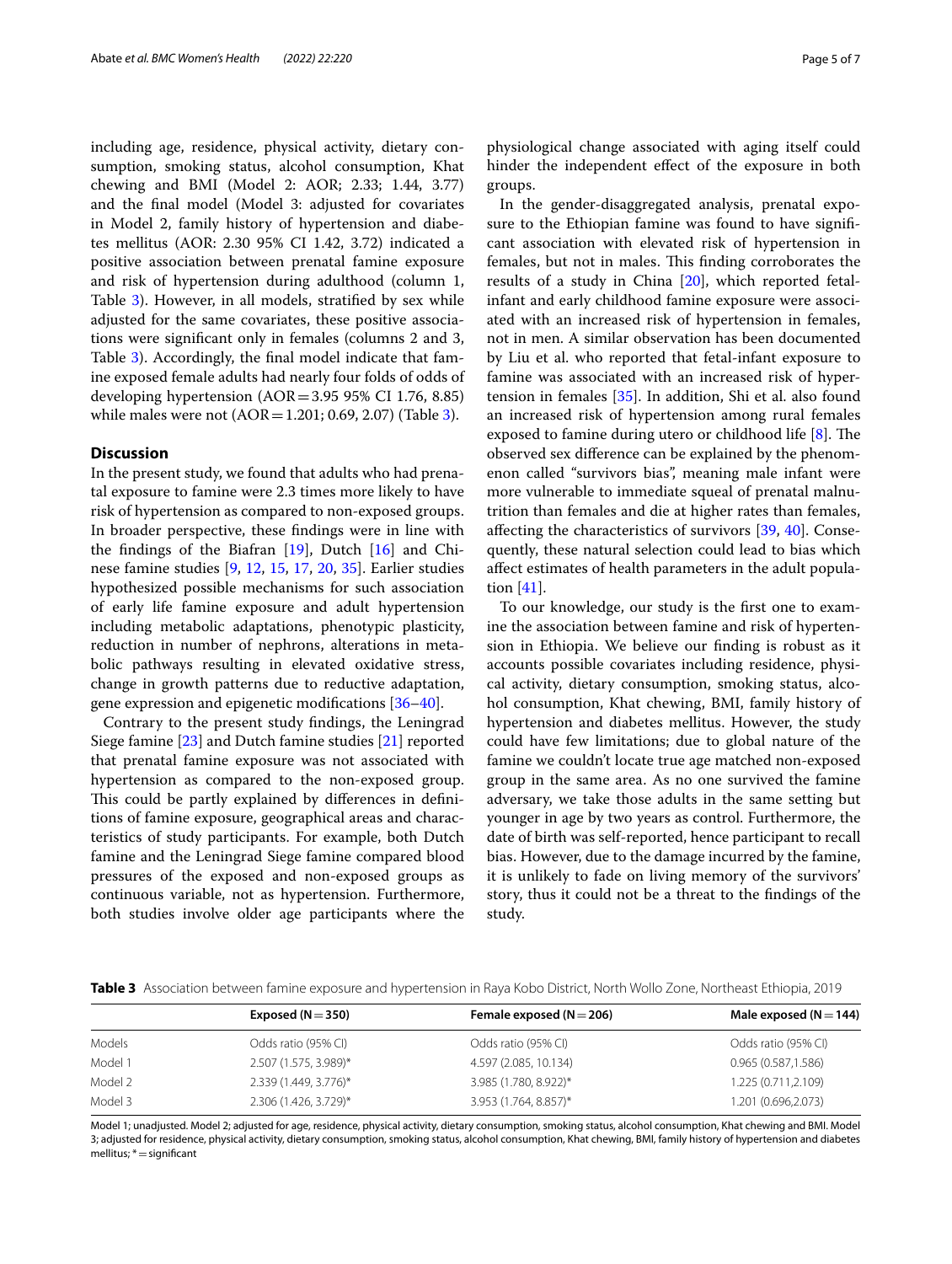including age, residence, physical activity, dietary consumption, smoking status, alcohol consumption, Khat chewing and BMI (Model 2: AOR; 2.33; 1.44, 3.77) and the final model (Model 3: adjusted for covariates in Model 2, family history of hypertension and diabetes mellitus (AOR: 2.30 95% CI 1.42, 3.72) indicated a positive association between prenatal famine exposure and risk of hypertension during adulthood (column 1, Table 3). However, in all models, stratified by sex while adjusted for the same covariates, these positive associations were significant only in females (columns 2 and 3, Table 3). Accordingly, the final model indicate that famine exposed female adults had nearly four folds of odds of developing hypertension (AOR = 3.95 95% CI 1.76, 8.85) while males were not (AOR = 1.201; 0.69, 2.07) (Table 3).

## Discussion

In the present study, we found that adults who had prenatal exposure to famine were 2.3 times more likely to have risk of hypertension as compared to non-exposed groups. In broader perspective, these findings were in line with the findings of the Biafran [19], Dutch [16] and Chinese famine studies [9, 12, 15, 17, 20, 35]. Earlier studies hypothesized possible mechanisms for such association of early life famine exposure and adult hypertension including metabolic adaptations, phenotypic plasticity, reduction in number of nephrons, alterations in metabolic pathways resulting in elevated oxidative stress, change in growth patterns due to reductive adaptation, gene expression and epigenetic modifications [36–40].

Contrary to the present study findings, the Leningrad Siege famine [23] and Dutch famine studies [21] reported that prenatal famine exposure was not associated with hypertension as compared to the non-exposed group. This could be partly explained by differences in definitions of famine exposure, geographical areas and characteristics of study participants. For example, both Dutch famine and the Leningrad Siege famine compared blood pressures of the exposed and non-exposed groups as continuous variable, not as hypertension. Furthermore, both studies involve older age participants where the physiological change associated with aging itself could hinder the independent effect of the exposure in both groups.

In the gender-disaggregated analysis, prenatal exposure to the Ethiopian famine was found to have significant association with elevated risk of hypertension in females, but not in males. This finding corroborates the results of a study in China [20], which reported fetal-infant and early childhood famine exposure were associated with an increased risk of hypertension in females, not in men. A similar observation has been documented by Liu et al. who reported that fetal-infant exposure to famine was associated with an increased risk of hypertension in females [35]. In addition, Shi et al. also found an increased risk of hypertension among rural females exposed to famine during utero or childhood life [8]. The observed sex difference can be explained by the phenomenon called "survivors bias", meaning male infant were more vulnerable to immediate squeal of prenatal malnutrition than females and die at higher rates than females, affecting the characteristics of survivors [39, 40]. Consequently, these natural selection could lead to bias which affect estimates of health parameters in the adult population [41].

To our knowledge, our study is the first one to examine the association between famine and risk of hypertension in Ethiopia. We believe our finding is robust as it accounts possible covariates including residence, physical activity, dietary consumption, smoking status, alcohol consumption, Khat chewing, BMI, family history of hypertension and diabetes mellitus. However, the study could have few limitations; due to global nature of the famine we couldn't locate true age matched non-exposed group in the same area. As no one survived the famine adversary, we take those adults in the same setting but younger in age by two years as control. Furthermore, the date of birth was self-reported, hence participant to recall bias. However, due to the damage incurred by the famine, it is unlikely to fade on living memory of the survivors' story, thus it could not be a threat to the findings of the study.

**Table 3** Association between famine exposure and hypertension in Raya Kobo District, North Wollo Zone, Northeast Ethiopia, 2019

| | Exposed (N = 350) | Female exposed (N = 206) | Male exposed (N = 144) |
|---|---|---|---|
| Models | Odds ratio (95% CI) | Odds ratio (95% CI) | Odds ratio (95% CI) |
| Model 1 | 2.507 (1.575, 3.989)* | 4.597 (2.085, 10.134) | 0.965 (0.587,1.586) |
| Model 2 | 2.339 (1.449, 3.776)* | 3.985 (1.780, 8.922)* | 1.225 (0.711,2.109) |
| Model 3 | 2.306 (1.426, 3.729)* | 3.953 (1.764, 8.857)* | 1.201 (0.696,2.073) |

Model 1; unadjusted. Model 2; adjusted for age, residence, physical activity, dietary consumption, smoking status, alcohol consumption, Khat chewing and BMI. Model 3; adjusted for residence, physical activity, dietary consumption, smoking status, alcohol consumption, Khat chewing, BMI, family history of hypertension and diabetes mellitus; * = significant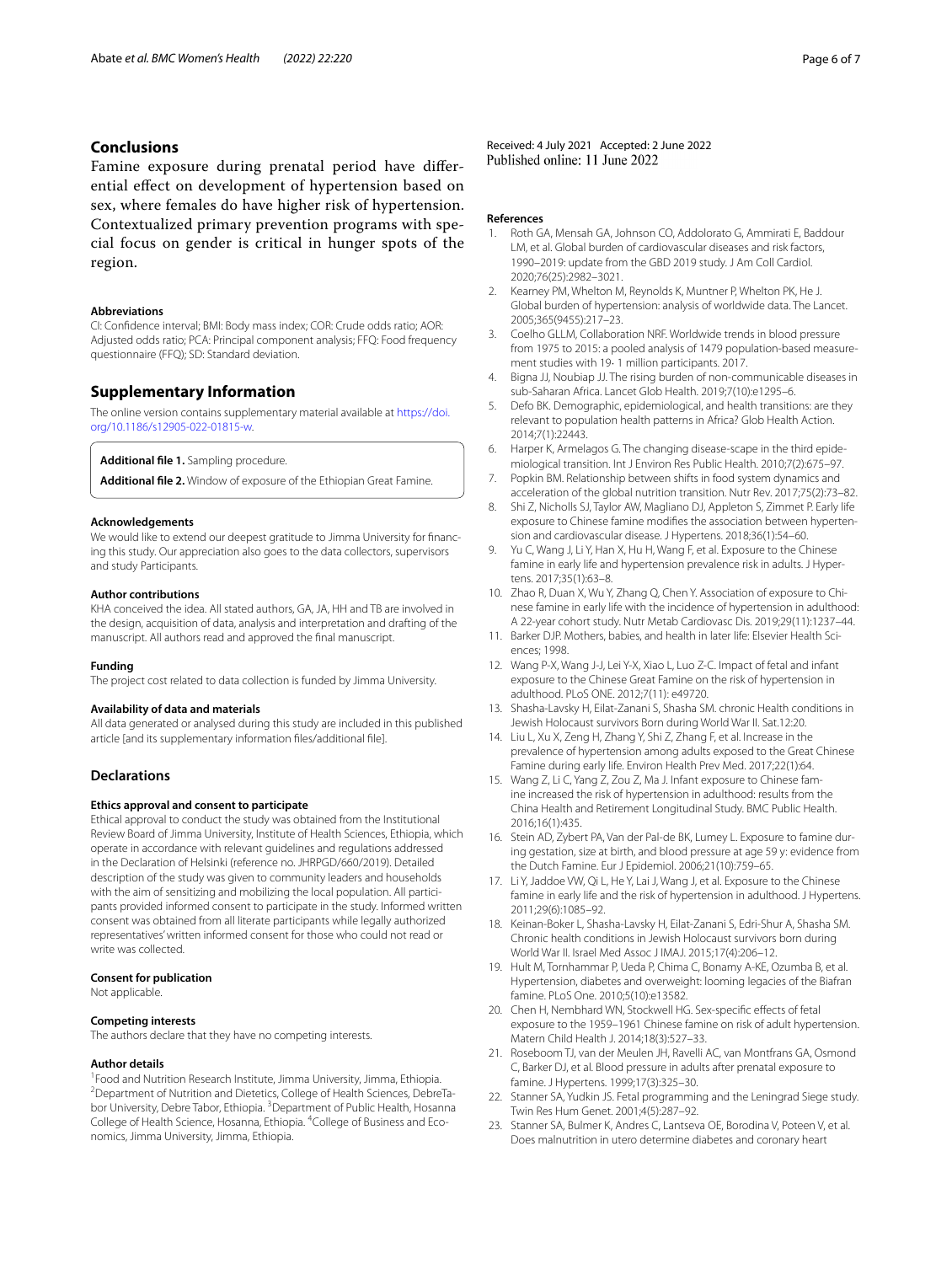## Conclusions

Famine exposure during prenatal period have differential effect on development of hypertension based on sex, where females do have higher risk of hypertension. Contextualized primary prevention programs with special focus on gender is critical in hunger spots of the region.

#### Abbreviations

CI: Confidence interval; BMI: Body mass index; COR: Crude odds ratio; AOR: Adjusted odds ratio; PCA: Principal component analysis; FFQ: Food frequency questionnaire (FFQ); SD: Standard deviation.

## Supplementary Information

The online version contains supplementary material available at https://doi.org/10.1186/s12905-022-01815-w.

**Additional file 1.** Sampling procedure.

**Additional file 2.** Window of exposure of the Ethiopian Great Famine.

#### Acknowledgements

We would like to extend our deepest gratitude to Jimma University for financing this study. Our appreciation also goes to the data collectors, supervisors and study Participants.

#### Author contributions

KHA conceived the idea. All stated authors, GA, JA, HH and TB are involved in the design, acquisition of data, analysis and interpretation and drafting of the manuscript. All authors read and approved the final manuscript.

#### Funding

The project cost related to data collection is funded by Jimma University.

#### Availability of data and materials

All data generated or analysed during this study are included in this published article [and its supplementary information files/additional file].

## Declarations

#### Ethics approval and consent to participate

Ethical approval to conduct the study was obtained from the Institutional Review Board of Jimma University, Institute of Health Sciences, Ethiopia, which operate in accordance with relevant guidelines and regulations addressed in the Declaration of Helsinki (reference no. JHRPGD/660/2019). Detailed description of the study was given to community leaders and households with the aim of sensitizing and mobilizing the local population. All participants provided informed consent to participate in the study. Informed written consent was obtained from all literate participants while legally authorized representatives' written informed consent for those who could not read or write was collected.

#### Consent for publication

Not applicable.

#### Competing interests

The authors declare that they have no competing interests.

#### Author details

[1]Food and Nutrition Research Institute, Jimma University, Jimma, Ethiopia. [2]Department of Nutrition and Dietetics, College of Health Sciences, DebreTabor University, Debre Tabor, Ethiopia. [3]Department of Public Health, Hosanna College of Health Science, Hosanna, Ethiopia. [4]College of Business and Economics, Jimma University, Jimma, Ethiopia.

Received: 4 July 2021 Accepted: 2 June 2022
Published online: 11 June 2022

#### References

1. Roth GA, Mensah GA, Johnson CO, Addolorato G, Ammirati E, Baddour LM, et al. Global burden of cardiovascular diseases and risk factors, 1990–2019: update from the GBD 2019 study. J Am Coll Cardiol. 2020;76(25):2982–3021.
2. Kearney PM, Whelton M, Reynolds K, Muntner P, Whelton PK, He J. Global burden of hypertension: analysis of worldwide data. The Lancet. 2005;365(9455):217–23.
3. Coelho GLLM, Collaboration NRF. Worldwide trends in blood pressure from 1975 to 2015: a pooled analysis of 1479 population-based measurement studies with 19· 1 million participants. 2017.
4. Bigna JJ, Noubiap JJ. The rising burden of non-communicable diseases in sub-Saharan Africa. Lancet Glob Health. 2019;7(10):e1295–6.
5. Defo BK. Demographic, epidemiological, and health transitions: are they relevant to population health patterns in Africa? Glob Health Action. 2014;7(1):22443.
6. Harper K, Armelagos G. The changing disease-scape in the third epidemiological transition. Int J Environ Res Public Health. 2010;7(2):675–97.
7. Popkin BM. Relationship between shifts in food system dynamics and acceleration of the global nutrition transition. Nutr Rev. 2017;75(2):73–82.
8. Shi Z, Nicholls SJ, Taylor AW, Magliano DJ, Appleton S, Zimmet P. Early life exposure to Chinese famine modifies the association between hypertension and cardiovascular disease. J Hypertens. 2018;36(1):54–60.
9. Yu C, Wang J, Li Y, Han X, Hu H, Wang F, et al. Exposure to the Chinese famine in early life and hypertension prevalence risk in adults. J Hypertens. 2017;35(1):63–8.
10. Zhao R, Duan X, Wu Y, Zhang Q, Chen Y. Association of exposure to Chinese famine in early life with the incidence of hypertension in adulthood: A 22-year cohort study. Nutr Metab Cardiovasc Dis. 2019;29(11):1237–44.
11. Barker DJP. Mothers, babies, and health in later life: Elsevier Health Sciences; 1998.
12. Wang P-X, Wang J-J, Lei Y-X, Xiao L, Luo Z-C. Impact of fetal and infant exposure to the Chinese Great Famine on the risk of hypertension in adulthood. PLoS ONE. 2012;7(11): e49720.
13. Shasha-Lavsky H, Eilat-Zanani S, Shasha SM. chronic Health conditions in Jewish Holocaust survivors Born during World War II. Sat.12:20.
14. Liu L, Xu X, Zeng H, Zhang Y, Shi Z, Zhang F, et al. Increase in the prevalence of hypertension among adults exposed to the Great Chinese Famine during early life. Environ Health Prev Med. 2017;22(1):64.
15. Wang Z, Li C, Yang Z, Zou Z, Ma J. Infant exposure to Chinese famine increased the risk of hypertension in adulthood: results from the China Health and Retirement Longitudinal Study. BMC Public Health. 2016;16(1):435.
16. Stein AD, Zybert PA, Van der Pal-de BK, Lumey L. Exposure to famine during gestation, size at birth, and blood pressure at age 59 y: evidence from the Dutch Famine. Eur J Epidemiol. 2006;21(10):759–65.
17. Li Y, Jaddoe VW, Qi L, He Y, Lai J, Wang J, et al. Exposure to the Chinese famine in early life and the risk of hypertension in adulthood. J Hypertens. 2011;29(6):1085–92.
18. Keinan-Boker L, Shasha-Lavsky H, Eilat-Zanani S, Edri-Shur A, Shasha SM. Chronic health conditions in Jewish Holocaust survivors born during World War II. Israel Med Assoc J IMAJ. 2015;17(4):206–12.
19. Hult M, Tornhammar P, Ueda P, Chima C, Bonamy A-KE, Ozumba B, et al. Hypertension, diabetes and overweight: looming legacies of the Biafran famine. PLoS One. 2010;5(10):e13582.
20. Chen H, Nembhard WN, Stockwell HG. Sex-specific effects of fetal exposure to the 1959–1961 Chinese famine on risk of adult hypertension. Matern Child Health J. 2014;18(3):527–33.
21. Roseboom TJ, van der Meulen JH, Ravelli AC, van Montfrans GA, Osmond C, Barker DJ, et al. Blood pressure in adults after prenatal exposure to famine. J Hypertens. 1999;17(3):325–30.
22. Stanner SA, Yudkin JS. Fetal programming and the Leningrad Siege study. Twin Res Hum Genet. 2001;4(5):287–92.
23. Stanner SA, Bulmer K, Andres C, Lantseva OE, Borodina V, Poteen V, et al. Does malnutrition in utero determine diabetes and coronary heart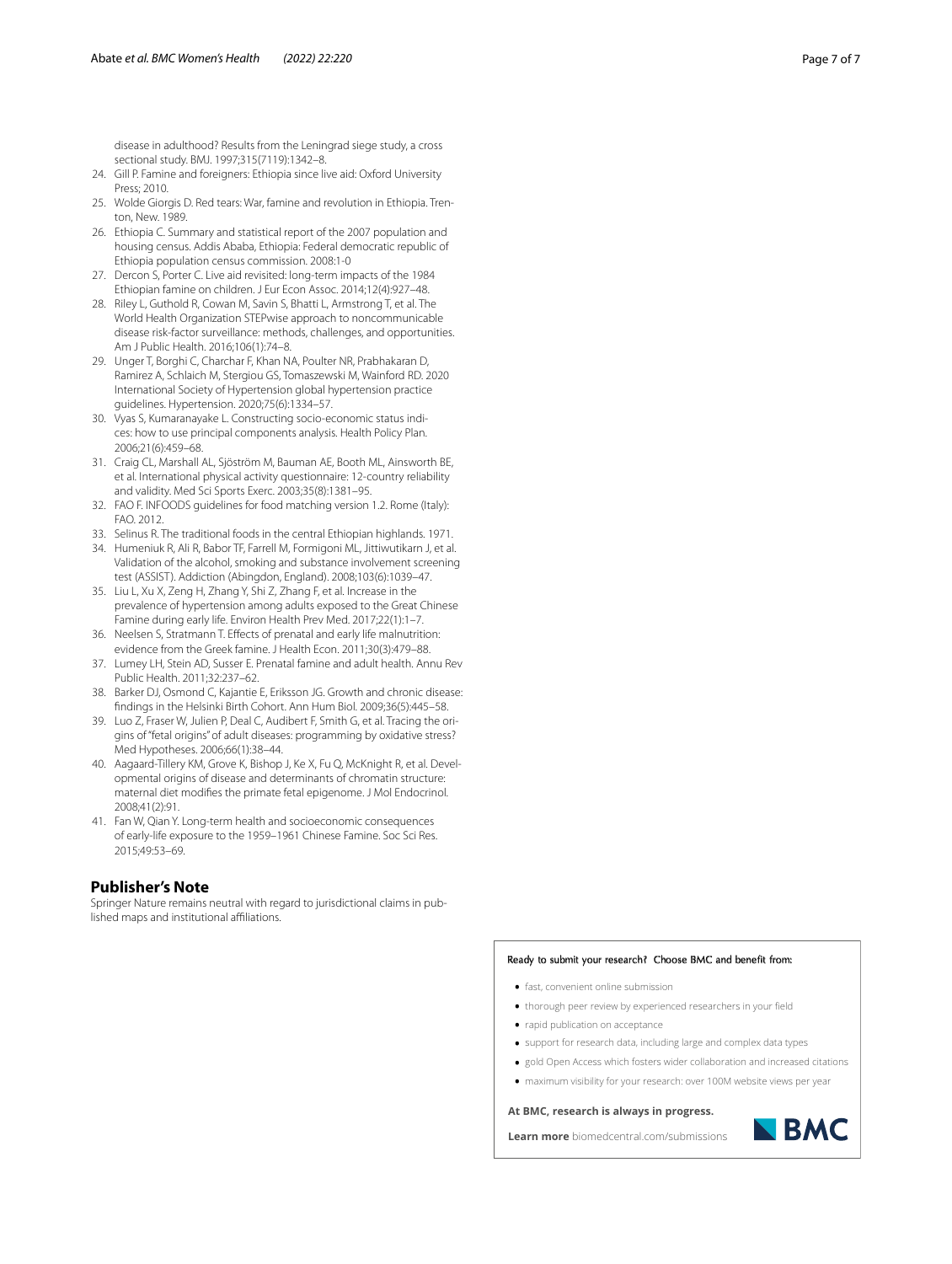disease in adulthood? Results from the Leningrad siege study, a cross sectional study. BMJ. 1997;315(7119):1342–8.

24. Gill P. Famine and foreigners: Ethiopia since live aid: Oxford University Press; 2010.
25. Wolde Giorgis D. Red tears: War, famine and revolution in Ethiopia. Trenton, New. 1989.
26. Ethiopia C. Summary and statistical report of the 2007 population and housing census. Addis Ababa, Ethiopia: Federal democratic republic of Ethiopia population census commission. 2008:1-0
27. Dercon S, Porter C. Live aid revisited: long-term impacts of the 1984 Ethiopian famine on children. J Eur Econ Assoc. 2014;12(4):927–48.
28. Riley L, Guthold R, Cowan M, Savin S, Bhatti L, Armstrong T, et al. The World Health Organization STEPwise approach to noncommunicable disease risk-factor surveillance: methods, challenges, and opportunities. Am J Public Health. 2016;106(1):74–8.
29. Unger T, Borghi C, Charchar F, Khan NA, Poulter NR, Prabhakaran D, Ramirez A, Schlaich M, Stergiou GS, Tomaszewski M, Wainford RD. 2020 International Society of Hypertension global hypertension practice guidelines. Hypertension. 2020;75(6):1334–57.
30. Vyas S, Kumaranayake L. Constructing socio-economic status indices: how to use principal components analysis. Health Policy Plan. 2006;21(6):459–68.
31. Craig CL, Marshall AL, Sjöström M, Bauman AE, Booth ML, Ainsworth BE, et al. International physical activity questionnaire: 12-country reliability and validity. Med Sci Sports Exerc. 2003;35(8):1381–95.
32. FAO F. INFOODS guidelines for food matching version 1.2. Rome (Italy): FAO. 2012.
33. Selinus R. The traditional foods in the central Ethiopian highlands. 1971.
34. Humeniuk R, Ali R, Babor TF, Farrell M, Formigoni ML, Jittiwutikarn J, et al. Validation of the alcohol, smoking and substance involvement screening test (ASSIST). Addiction (Abingdon, England). 2008;103(6):1039–47.
35. Liu L, Xu X, Zeng H, Zhang Y, Shi Z, Zhang F, et al. Increase in the prevalence of hypertension among adults exposed to the Great Chinese Famine during early life. Environ Health Prev Med. 2017;22(1):1–7.
36. Neelsen S, Stratmann T. Effects of prenatal and early life malnutrition: evidence from the Greek famine. J Health Econ. 2011;30(3):479–88.
37. Lumey LH, Stein AD, Susser E. Prenatal famine and adult health. Annu Rev Public Health. 2011;32:237–62.
38. Barker DJ, Osmond C, Kajantie E, Eriksson JG. Growth and chronic disease: findings in the Helsinki Birth Cohort. Ann Hum Biol. 2009;36(5):445–58.
39. Luo Z, Fraser W, Julien P, Deal C, Audibert F, Smith G, et al. Tracing the origins of "fetal origins" of adult diseases: programming by oxidative stress? Med Hypotheses. 2006;66(1):38–44.
40. Aagaard-Tillery KM, Grove K, Bishop J, Ke X, Fu Q, McKnight R, et al. Developmental origins of disease and determinants of chromatin structure: maternal diet modifies the primate fetal epigenome. J Mol Endocrinol. 2008;41(2):91.
41. Fan W, Qian Y. Long-term health and socioeconomic consequences of early-life exposure to the 1959–1961 Chinese Famine. Soc Sci Res. 2015;49:53–69.

## Publisher's Note

Springer Nature remains neutral with regard to jurisdictional claims in published maps and institutional affiliations.

Ready to submit your research? Choose BMC and benefit from:

- fast, convenient online submission
- thorough peer review by experienced researchers in your field
- rapid publication on acceptance
- support for research data, including large and complex data types
- gold Open Access which fosters wider collaboration and increased citations
- maximum visibility for your research: over 100M website views per year

**At BMC, research is always in progress.**

**Learn more** biomedcentral.com/submissions

BMC